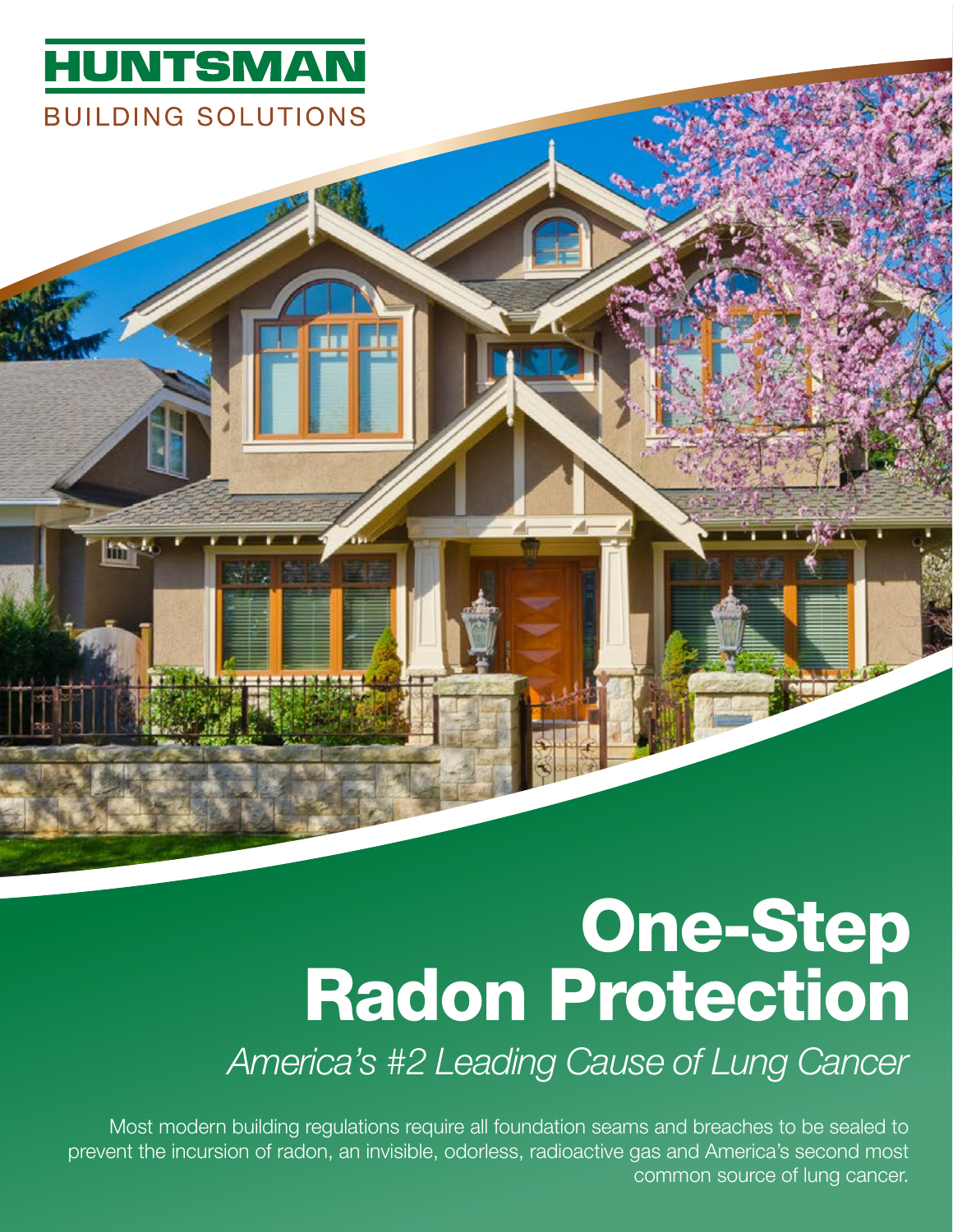HUNTSMAN

BUILDING SOLUTIONS

# One-Step Radon Protection

*America's #2 Leading Cause of Lung Cancer*

Most modern building regulations require all foundation seams and breaches to be sealed to prevent the incursion of radon, an invisible, odorless, radioactive gas and America's second most common source of lung cancer.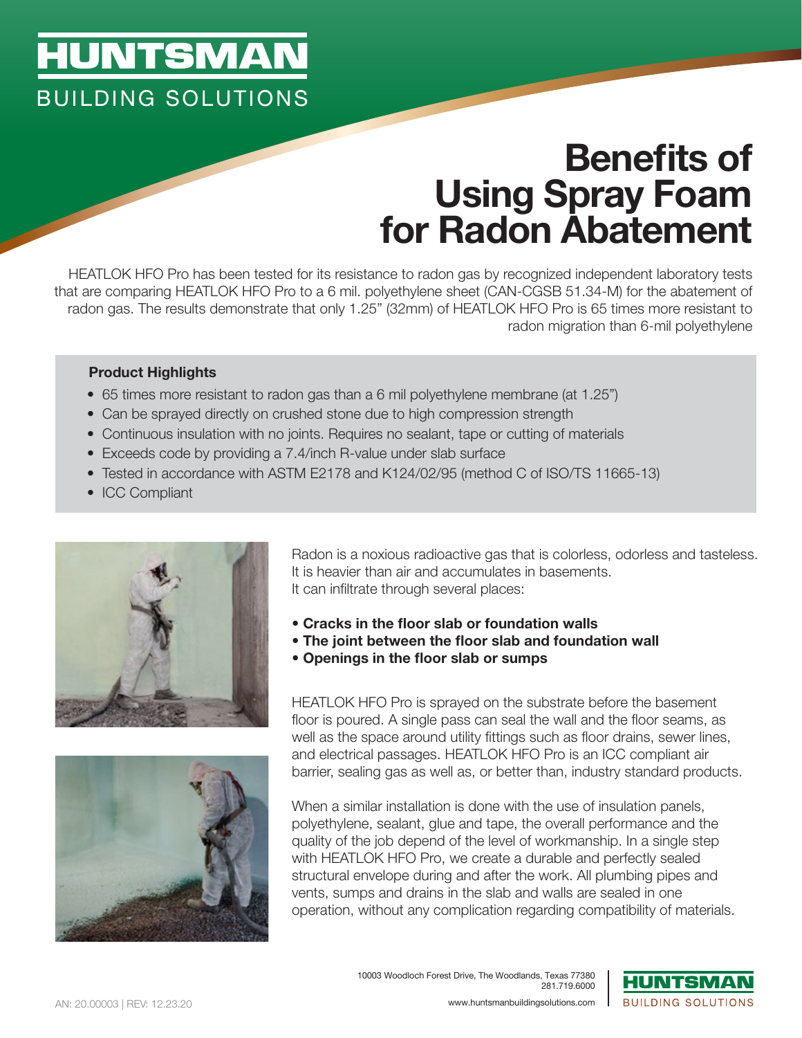HUNTSMAN
BUILDING SOLUTIONS

# Benefits of Using Spray Foam for Radon Abatement

HEATLOK HFO Pro has been tested for its resistance to radon gas by recognized independent laboratory tests that are comparing HEATLOK HFO Pro to a 6 mil. polyethylene sheet (CAN-CGSB 51.34-M) for the abatement of radon gas. The results demonstrate that only 1.25" (32mm) of HEATLOK HFO Pro is 65 times more resistant to radon migration than 6-mil polyethylene

**Product Highlights**

- 65 times more resistant to radon gas than a 6 mil polyethylene membrane (at 1.25")
- Can be sprayed directly on crushed stone due to high compression strength
- Continuous insulation with no joints. Requires no sealant, tape or cutting of materials
- Exceeds code by providing a 7.4/inch R-value under slab surface
- Tested in accordance with ASTM E2178 and K124/02/95 (method C of ISO/TS 11665-13)
- ICC Compliant

Radon is a noxious radioactive gas that is colorless, odorless and tasteless. It is heavier than air and accumulates in basements. It can infiltrate through several places:

- **Cracks in the floor slab or foundation walls**
- **The joint between the floor slab and foundation wall**
- **Openings in the floor slab or sumps**

HEATLOK HFO Pro is sprayed on the substrate before the basement floor is poured. A single pass can seal the wall and the floor seams, as well as the space around utility fittings such as floor drains, sewer lines, and electrical passages. HEATLOK HFO Pro is an ICC compliant air barrier, sealing gas as well as, or better than, industry standard products.

When a similar installation is done with the use of insulation panels, polyethylene, sealant, glue and tape, the overall performance and the quality of the job depend of the level of workmanship. In a single step with HEATLOK HFO Pro, we create a durable and perfectly sealed structural envelope during and after the work. All plumbing pipes and vents, sumps and drains in the slab and walls are sealed in one operation, without any complication regarding compatibility of materials.

AN: 20.00003 | REV: 12.23.20

10003 Woodloch Forest Drive, The Woodlands, Texas 77380
281.719.6000
www.huntsmanbuildingsolutions.com

HUNTSMAN
BUILDING SOLUTIONS